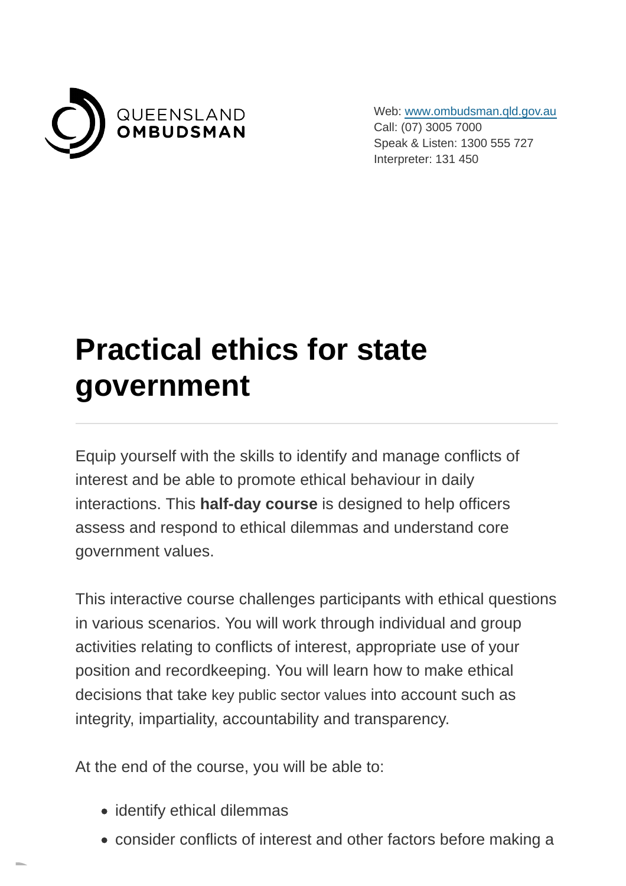QUEENSLAND
**OMBUDSMAN**

Web: www.ombudsman.qld.gov.au
Call: (07) 3005 7000
Speak & Listen: 1300 555 727
Interpreter: 131 450

# Practical ethics for state government

Equip yourself with the skills to identify and manage conflicts of interest and be able to promote ethical behaviour in daily interactions. This **half-day course** is designed to help officers assess and respond to ethical dilemmas and understand core government values.

This interactive course challenges participants with ethical questions in various scenarios. You will work through individual and group activities relating to conflicts of interest, appropriate use of your position and recordkeeping. You will learn how to make ethical decisions that take key public sector values into account such as integrity, impartiality, accountability and transparency.

At the end of the course, you will be able to:

- identify ethical dilemmas
- consider conflicts of interest and other factors before making a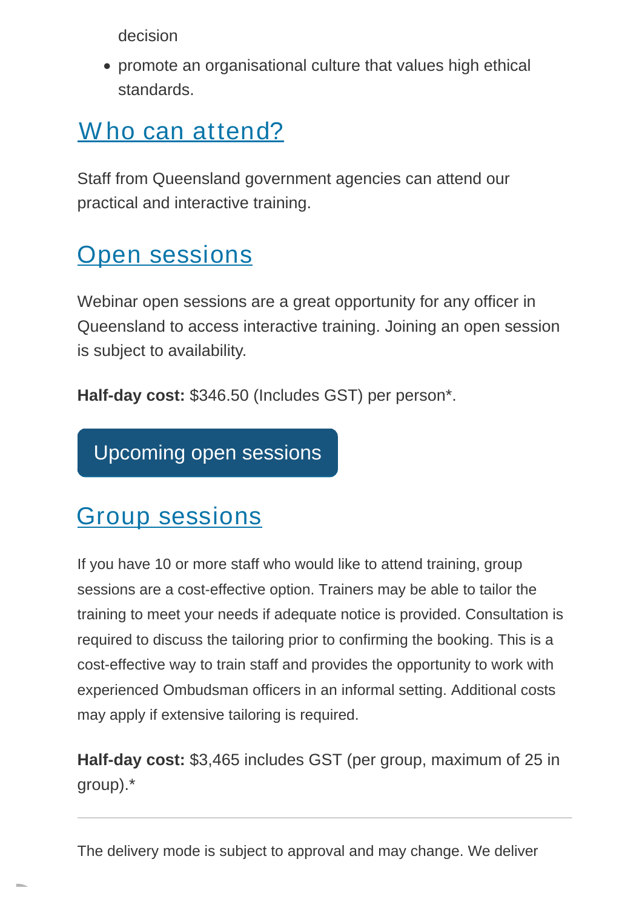decision

- promote an organisational culture that values high ethical standards.

## Who can attend?

Staff from Queensland government agencies can attend our practical and interactive training.

## Open sessions

Webinar open sessions are a great opportunity for any officer in Queensland to access interactive training. Joining an open session is subject to availability.

**Half-day cost:** $346.50 (Includes GST) per person*.

Upcoming open sessions

## Group sessions

If you have 10 or more staff who would like to attend training, group sessions are a cost-effective option. Trainers may be able to tailor the training to meet your needs if adequate notice is provided. Consultation is required to discuss the tailoring prior to confirming the booking. This is a cost-effective way to train staff and provides the opportunity to work with experienced Ombudsman officers in an informal setting. Additional costs may apply if extensive tailoring is required.

**Half-day cost:** $3,465 includes GST (per group, maximum of 25 in group).*

---

The delivery mode is subject to approval and may change. We deliver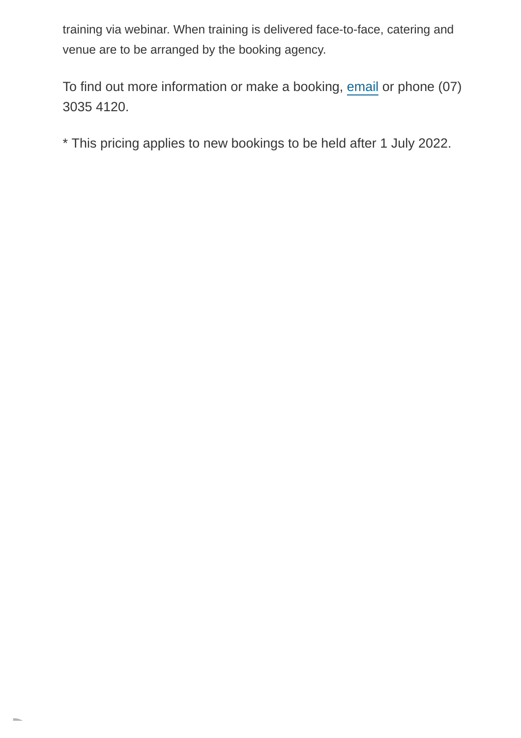training via webinar. When training is delivered face-to-face, catering and venue are to be arranged by the booking agency.

To find out more information or make a booking, email or phone (07) 3035 4120.

* This pricing applies to new bookings to be held after 1 July 2022.